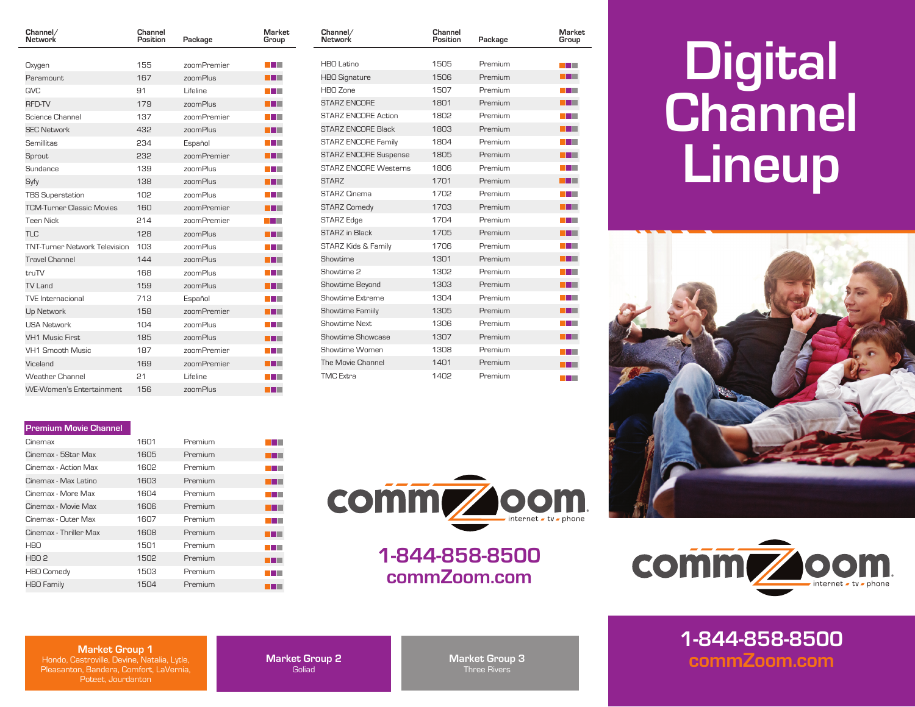| Channel/ Network | Channel Position | Package | Market Group |
|---|---|---|---|
| Oxygen | 155 | zoomPremier | |
| Paramount | 167 | zoomPlus | |
| QVC | 91 | Lifeline | |
| RFD-TV | 179 | zoomPlus | |
| Science Channel | 137 | zoomPremier | |
| SEC Network | 432 | zoomPlus | |
| Semillitas | 234 | Español | |
| Sprout | 232 | zoomPremier | |
| Sundance | 139 | zoomPlus | |
| Syfy | 138 | zoomPlus | |
| TBS Superstation | 102 | zoomPlus | |
| TCM-Turner Classic Movies | 160 | zoomPremier | |
| Teen Nick | 214 | zoomPremier | |
| TLC | 128 | zoomPlus | |
| TNT-Turner Network Television | 103 | zoomPlus | |
| Travel Channel | 144 | zoomPlus | |
| truTV | 168 | zoomPlus | |
| TV Land | 159 | zoomPlus | |
| TVE Internacional | 713 | Español | |
| Up Network | 158 | zoomPremier | |
| USA Network | 104 | zoomPlus | |
| VH1 Music First | 185 | zoomPlus | |
| VH1 Smooth Music | 187 | zoomPremier | |
| Viceland | 169 | zoomPremier | |
| Weather Channel | 21 | Lifeline | |
| WE-Women's Entertainment | 156 | zoomPlus | |

**Premium Movie Channel**

| Channel/ Network | Channel Position | Package | Market Group |
|---|---|---|---|
| Cinemax | 1601 | Premium | |
| Cinemax - 5Star Max | 1605 | Premium | |
| Cinemax - Action Max | 1602 | Premium | |
| Cinemax - Max Latino | 1603 | Premium | |
| Cinemax - More Max | 1604 | Premium | |
| Cinemax - Movie Max | 1606 | Premium | |
| Cinemax - Outer Max | 1607 | Premium | |
| Cinemax - Thriller Max | 1608 | Premium | |
| HBO | 1501 | Premium | |
| HBO 2 | 1502 | Premium | |
| HBO Comedy | 1503 | Premium | |
| HBO Family | 1504 | Premium | |
| HBO Latino | 1505 | Premium | |
| HBO Signature | 1506 | Premium | |
| HBO Zone | 1507 | Premium | |
| STARZ ENCORE | 1801 | Premium | |
| STARZ ENCORE Action | 1802 | Premium | |
| STARZ ENCORE Black | 1803 | Premium | |
| STARZ ENCORE Family | 1804 | Premium | |
| STARZ ENCORE Suspense | 1805 | Premium | |
| STARZ ENCORE Westerns | 1806 | Premium | |
| STARZ | 1701 | Premium | |
| STARZ Cinema | 1702 | Premium | |
| STARZ Comedy | 1703 | Premium | |
| STARZ Edge | 1704 | Premium | |
| STARZ in Black | 1705 | Premium | |
| STARZ Kids & Family | 1706 | Premium | |
| Showtime | 1301 | Premium | |
| Showtime 2 | 1302 | Premium | |
| Showtime Beyond | 1303 | Premium | |
| Showtime Extreme | 1304 | Premium | |
| Showtime Famiily | 1305 | Premium | |
| Showtime Next | 1306 | Premium | |
| Showtime Showcase | 1307 | Premium | |
| Showtime Women | 1308 | Premium | |
| The Movie Channel | 1401 | Premium | |
| TMC Extra | 1402 | Premium | |

commZoom internet · tv · phone

**1-844-858-8500**
**commZoom.com**

**Market Group 1**
Hondo, Castroville, Devine, Natalia, Lytle, Pleasanton, Bandera, Comfort, LaVernia, Poteet, Jourdanton

**Market Group 2**
Goliad

**Market Group 3**
Three Rivers

# Digital Channel Lineup

commZoom internet · tv · phone

**1-844-858-8500**
**commZoom.com**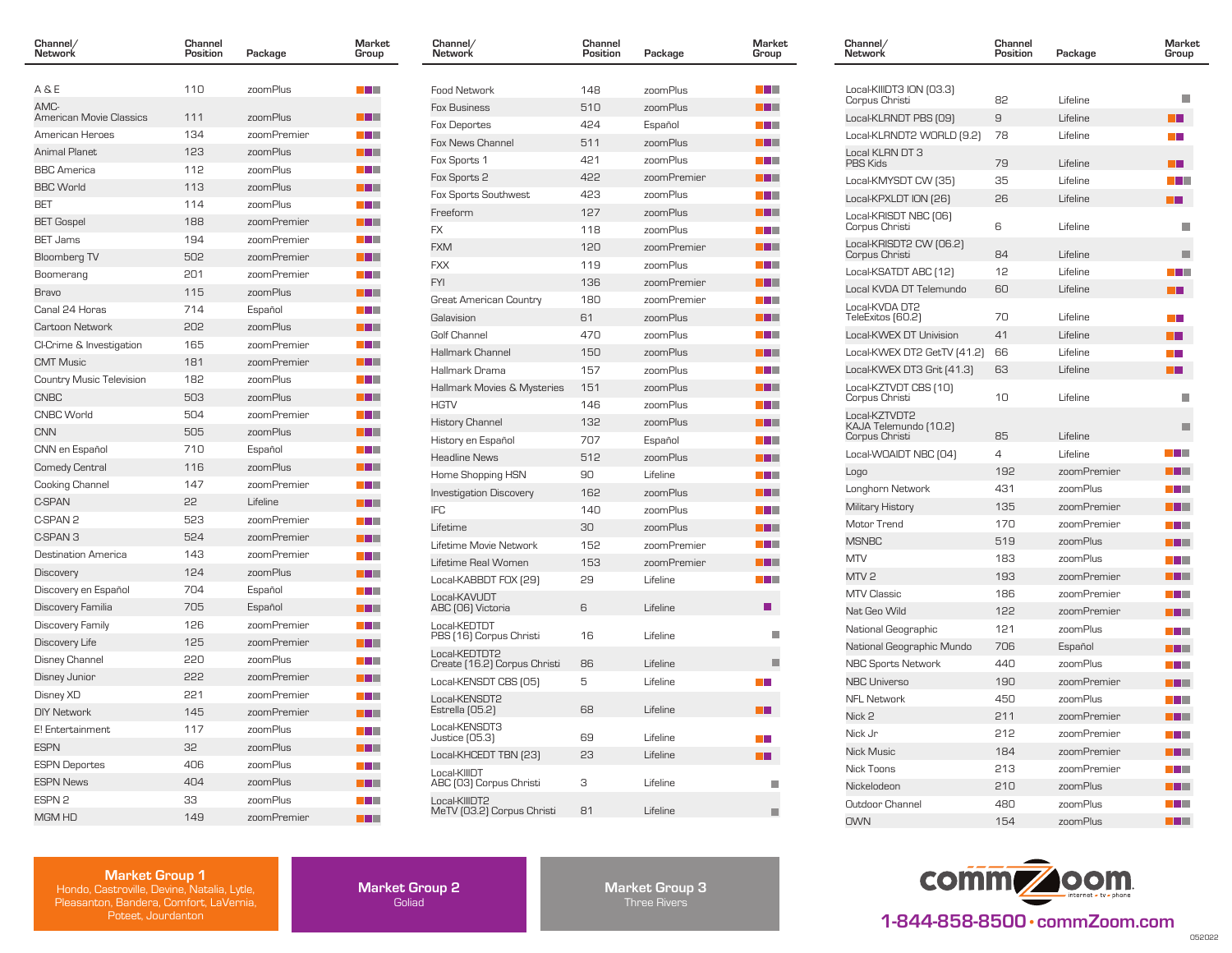| Channel/ Network | Channel Position | Package | Market Group |
|---|---|---|---|
| A & E | 110 | zoomPlus | 1, 2, 3 |
| AMC-American Movie Classics | 111 | zoomPlus | 1, 2, 3 |
| American Heroes | 134 | zoomPremier | 1, 2, 3 |
| Animal Planet | 123 | zoomPlus | 1, 2, 3 |
| BBC America | 112 | zoomPlus | 1, 2, 3 |
| BBC World | 113 | zoomPlus | 1, 2, 3 |
| BET | 114 | zoomPlus | 1, 2, 3 |
| BET Gospel | 188 | zoomPremier | 1, 2, 3 |
| BET Jams | 194 | zoomPremier | 1, 2, 3 |
| Bloomberg TV | 502 | zoomPremier | 1, 2, 3 |
| Boomerang | 201 | zoomPremier | 1, 2, 3 |
| Bravo | 115 | zoomPlus | 1, 2, 3 |
| Canal 24 Horas | 714 | Español | 1, 2, 3 |
| Cartoon Network | 202 | zoomPlus | 1, 2, 3 |
| CI-Crime & Investigation | 165 | zoomPremier | 1, 2, 3 |
| CMT Music | 181 | zoomPremier | 1, 2, 3 |
| Country Music Television | 182 | zoomPlus | 1, 2, 3 |
| CNBC | 503 | zoomPlus | 1, 2, 3 |
| CNBC World | 504 | zoomPremier | 1, 2, 3 |
| CNN | 505 | zoomPlus | 1, 2, 3 |
| CNN en Español | 710 | Español | 1, 2, 3 |
| Comedy Central | 116 | zoomPlus | 1, 2, 3 |
| Cooking Channel | 147 | zoomPremier | 1, 2, 3 |
| C-SPAN | 22 | Lifeline | 1, 2, 3 |
| C-SPAN 2 | 523 | zoomPremier | 1, 2, 3 |
| C-SPAN 3 | 524 | zoomPremier | 1, 2, 3 |
| Destination America | 143 | zoomPremier | 1, 2, 3 |
| Discovery | 124 | zoomPlus | 1, 2, 3 |
| Discovery en Español | 704 | Español | 1, 2, 3 |
| Discovery Familia | 705 | Español | 1, 2, 3 |
| Discovery Family | 126 | zoomPremier | 1, 2, 3 |
| Discovery Life | 125 | zoomPremier | 1, 2, 3 |
| Disney Channel | 220 | zoomPlus | 1, 2, 3 |
| Disney Junior | 222 | zoomPremier | 1, 2, 3 |
| Disney XD | 221 | zoomPremier | 1, 2, 3 |
| DIY Network | 145 | zoomPremier | 1, 2, 3 |
| E! Entertainment | 117 | zoomPlus | 1, 2, 3 |
| ESPN | 32 | zoomPlus | 1, 2, 3 |
| ESPN Deportes | 406 | zoomPlus | 1, 2, 3 |
| ESPN News | 404 | zoomPlus | 1, 2, 3 |
| ESPN 2 | 33 | zoomPlus | 1, 2, 3 |
| MGM HD | 149 | zoomPremier | 1, 2, 3 |
| Food Network | 148 | zoomPlus | 1, 2, 3 |
| Fox Business | 510 | zoomPlus | 1, 2, 3 |
| Fox Deportes | 424 | Español | 1, 2, 3 |
| Fox News Channel | 511 | zoomPlus | 1, 2, 3 |
| Fox Sports 1 | 421 | zoomPlus | 1, 2, 3 |
| Fox Sports 2 | 422 | zoomPremier | 1, 2, 3 |
| Fox Sports Southwest | 423 | zoomPlus | 1, 2, 3 |
| Freeform | 127 | zoomPlus | 1, 2, 3 |
| FX | 118 | zoomPlus | 1, 2, 3 |
| FXM | 120 | zoomPremier | 1, 2, 3 |
| FXX | 119 | zoomPlus | 1, 2, 3 |
| FYI | 136 | zoomPremier | 1, 2, 3 |
| Great American Country | 180 | zoomPremier | 1, 2, 3 |
| Galavision | 61 | zoomPlus | 1, 2, 3 |
| Golf Channel | 470 | zoomPlus | 1, 2, 3 |
| Hallmark Channel | 150 | zoomPlus | 1, 2, 3 |
| Hallmark Drama | 157 | zoomPlus | 1, 2, 3 |
| Hallmark Movies & Mysteries | 151 | zoomPlus | 1, 2, 3 |
| HGTV | 146 | zoomPlus | 1, 2, 3 |
| History Channel | 132 | zoomPlus | 1, 2, 3 |
| History en Español | 707 | Español | 1, 2, 3 |
| Headline News | 512 | zoomPlus | 1, 2, 3 |
| Home Shopping HSN | 90 | Lifeline | 1, 2, 3 |
| Investigation Discovery | 162 | zoomPlus | 1, 2, 3 |
| IFC | 140 | zoomPlus | 1, 2, 3 |
| Lifetime | 30 | zoomPlus | 1, 2, 3 |
| Lifetime Movie Network | 152 | zoomPremier | 1, 2, 3 |
| Lifetime Real Women | 153 | zoomPremier | 1, 2, 3 |
| Local-KABBDT FOX (29) | 29 | Lifeline | 1, 2, 3 |
| Local-KAVUDT ABC (06) Victoria | 6 | Lifeline | 2 |
| Local-KEDTDT PBS (16) Corpus Christi | 16 | Lifeline | 3 |
| Local-KEDTDT2 Create (16.2) Corpus Christi | 86 | Lifeline | 3 |
| Local-KENSDT CBS (05) | 5 | Lifeline | 1, 2 |
| Local-KENSDT2 Estrella (05.2) | 68 | Lifeline | 1, 2 |
| Local-KENSDT3 Justice (05.3) | 69 | Lifeline | 1, 2 |
| Local-KHCEDT TBN (23) | 23 | Lifeline | 1, 2 |
| Local-KIIIDT ABC (03) Corpus Christi | 3 | Lifeline | 3 |
| Local-KIIIDT2 MeTV (03.2) Corpus Christi | 81 | Lifeline | 3 |
| Local-KIIIDT3 ION (03.3) Corpus Christi | 82 | Lifeline | 3 |
| Local-KLRNDT PBS (09) | 9 | Lifeline | 1, 2 |
| Local-KLRNDT2 WORLD (9.2) | 78 | Lifeline | 1, 2 |
| Local KLRN DT 3 PBS Kids | 79 | Lifeline | 1, 2 |
| Local-KMYSDT CW (35) | 35 | Lifeline | 1, 2, 3 |
| Local-KPXLDT ION (26) | 26 | Lifeline | 1, 2 |
| Local-KRISDT NBC (06) Corpus Christi | 6 | Lifeline | 3 |
| Local-KRISDT2 CW (06.2) Corpus Christi | 84 | Lifeline | 3 |
| Local-KSATDT ABC (12) | 12 | Lifeline | 1, 2, 3 |
| Local KVDA DT Telemundo | 60 | Lifeline | 1, 2 |
| Local-KVDA DT2 TeleExitos (60.2) | 70 | Lifeline | 1, 2 |
| Local-KWEX DT Univision | 41 | Lifeline | 1, 2 |
| Local-KWEX DT2 GetTV (41.2) | 66 | Lifeline | 1, 2 |
| Local-KWEX DT3 Grit (41.3) | 63 | Lifeline | 1, 2 |
| Local-KZTVDT CBS (10) Corpus Christi | 10 | Lifeline | 3 |
| Local-KZTVDT2 KAJA Telemundo (10.2) Corpus Christi | 85 | Lifeline | 3 |
| Local-WOAIDT NBC (04) | 4 | Lifeline | 1, 2, 3 |
| Logo | 192 | zoomPremier | 1, 2, 3 |
| Longhorn Network | 431 | zoomPlus | 1, 2, 3 |
| Military History | 135 | zoomPremier | 1, 2, 3 |
| Motor Trend | 170 | zoomPremier | 1, 2, 3 |
| MSNBC | 519 | zoomPlus | 1, 2, 3 |
| MTV | 183 | zoomPlus | 1, 2, 3 |
| MTV 2 | 193 | zoomPremier | 1, 2, 3 |
| MTV Classic | 186 | zoomPremier | 1, 2, 3 |
| Nat Geo Wild | 122 | zoomPremier | 1, 2, 3 |
| National Geographic | 121 | zoomPlus | 1, 2, 3 |
| National Geographic Mundo | 706 | Español | 1, 2, 3 |
| NBC Sports Network | 440 | zoomPlus | 1, 2, 3 |
| NBC Universo | 190 | zoomPremier | 1, 2, 3 |
| NFL Network | 450 | zoomPlus | 1, 2, 3 |
| Nick 2 | 211 | zoomPremier | 1, 2, 3 |
| Nick Jr | 212 | zoomPremier | 1, 2, 3 |
| Nick Music | 184 | zoomPremier | 1, 2, 3 |
| Nick Toons | 213 | zoomPremier | 1, 2, 3 |
| Nickelodeon | 210 | zoomPlus | 1, 2, 3 |
| Outdoor Channel | 480 | zoomPlus | 1, 2, 3 |
| OWN | 154 | zoomPlus | 1, 2, 3 |

**Market Group 1**
Hondo, Castroville, Devine, Natalia, Lytle, Pleasanton, Bandera, Comfort, LaVernia, Poteet, Jourdanton

**Market Group 2**
Goliad

**Market Group 3**
Three Rivers

commZoom — internet • tv • phone

1-844-858-8500 • commZoom.com

052022